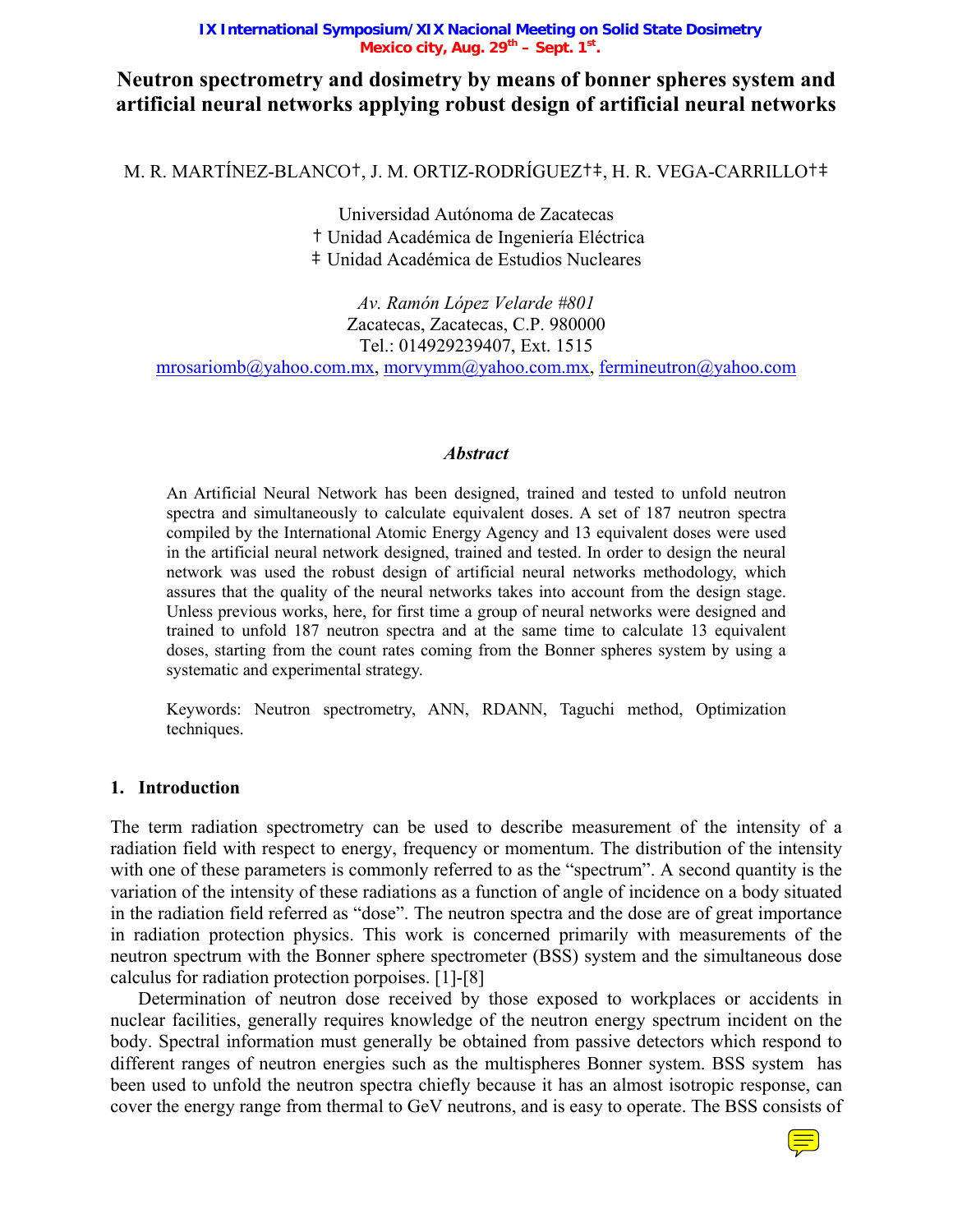IX International Symposium/XIX Nacional Meeting on Solid State Dosimetry
Mexico city, Aug. 29th – Sept. 1st.

# Neutron spectrometry and dosimetry by means of bonner spheres system and artificial neural networks applying robust design of artificial neural networks

M. R. MARTÍNEZ-BLANCO†, J. M. ORTIZ-RODRÍGUEZ†‡, H. R. VEGA-CARRILLO†‡

Universidad Autónoma de Zacatecas
† Unidad Académica de Ingeniería Eléctrica
‡ Unidad Académica de Estudios Nucleares

*Av. Ramón López Velarde #801*
Zacatecas, Zacatecas, C.P. 980000
Tel.: 014929239407, Ext. 1515
mrosariomb@yahoo.com.mx, morvymm@yahoo.com.mx, fermineutron@yahoo.com

### *Abstract*

An Artificial Neural Network has been designed, trained and tested to unfold neutron spectra and simultaneously to calculate equivalent doses. A set of 187 neutron spectra compiled by the International Atomic Energy Agency and 13 equivalent doses were used in the artificial neural network designed, trained and tested. In order to design the neural network was used the robust design of artificial neural networks methodology, which assures that the quality of the neural networks takes into account from the design stage. Unless previous works, here, for first time a group of neural networks were designed and trained to unfold 187 neutron spectra and at the same time to calculate 13 equivalent doses, starting from the count rates coming from the Bonner spheres system by using a systematic and experimental strategy.

Keywords: Neutron spectrometry, ANN, RDANN, Taguchi method, Optimization techniques.

## 1. Introduction

The term radiation spectrometry can be used to describe measurement of the intensity of a radiation field with respect to energy, frequency or momentum. The distribution of the intensity with one of these parameters is commonly referred to as the "spectrum". A second quantity is the variation of the intensity of these radiations as a function of angle of incidence on a body situated in the radiation field referred as "dose". The neutron spectra and the dose are of great importance in radiation protection physics. This work is concerned primarily with measurements of the neutron spectrum with the Bonner sphere spectrometer (BSS) system and the simultaneous dose calculus for radiation protection porpoises. [1]-[8]

Determination of neutron dose received by those exposed to workplaces or accidents in nuclear facilities, generally requires knowledge of the neutron energy spectrum incident on the body. Spectral information must generally be obtained from passive detectors which respond to different ranges of neutron energies such as the multispheres Bonner system. BSS system has been used to unfold the neutron spectra chiefly because it has an almost isotropic response, can cover the energy range from thermal to GeV neutrons, and is easy to operate. The BSS consists of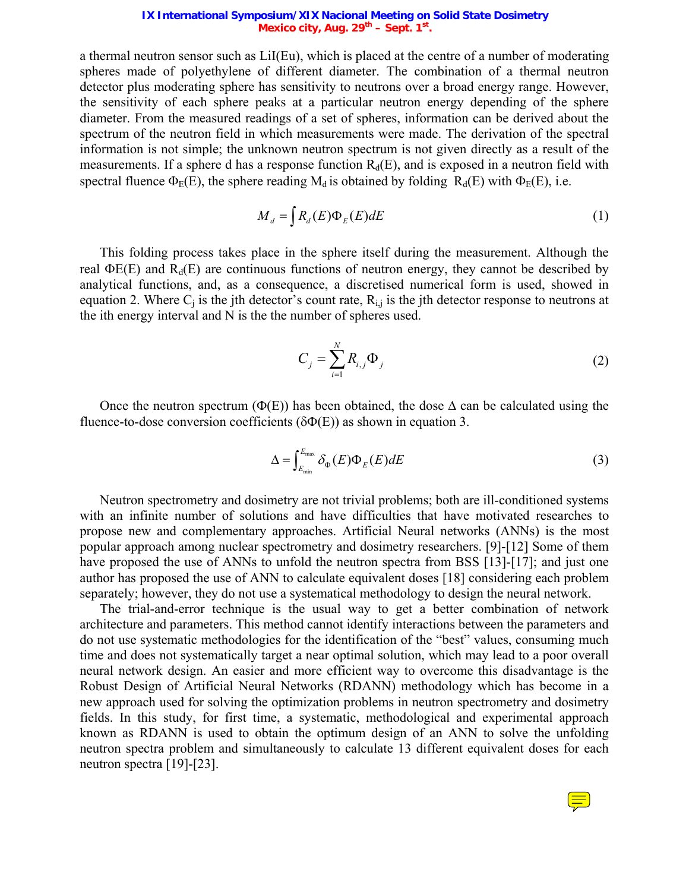a thermal neutron sensor such as LiI(Eu), which is placed at the centre of a number of moderating spheres made of polyethylene of different diameter. The combination of a thermal neutron detector plus moderating sphere has sensitivity to neutrons over a broad energy range. However, the sensitivity of each sphere peaks at a particular neutron energy depending of the sphere diameter. From the measured readings of a set of spheres, information can be derived about the spectrum of the neutron field in which measurements were made. The derivation of the spectral information is not simple; the unknown neutron spectrum is not given directly as a result of the measurements. If a sphere d has a response function $R_d(E)$, and is exposed in a neutron field with spectral fluence $\Phi_E(E)$, the sphere reading $M_d$ is obtained by folding $R_d(E)$ with $\Phi_E(E)$, i.e.

$$M_d = \int R_d(E)\Phi_E(E)dE \tag{1}$$

This folding process takes place in the sphere itself during the measurement. Although the real ΦE(E) and $R_d(E)$ are continuous functions of neutron energy, they cannot be described by analytical functions, and, as a consequence, a discretised numerical form is used, showed in equation 2. Where $C_j$ is the jth detector's count rate, $R_{i,j}$ is the jth detector response to neutrons at the ith energy interval and N is the the number of spheres used.

$$C_j = \sum_{i=1}^{N} R_{i,j}\Phi_j \tag{2}$$

Once the neutron spectrum (Φ(E)) has been obtained, the dose Δ can be calculated using the fluence-to-dose conversion coefficients (δΦ(E)) as shown in equation 3.

$$\Delta = \int_{E_{\min}}^{E_{\max}} \delta_\Phi(E)\Phi_E(E)dE \tag{3}$$

Neutron spectrometry and dosimetry are not trivial problems; both are ill-conditioned systems with an infinite number of solutions and have difficulties that have motivated researches to propose new and complementary approaches. Artificial Neural networks (ANNs) is the most popular approach among nuclear spectrometry and dosimetry researchers. [9]-[12] Some of them have proposed the use of ANNs to unfold the neutron spectra from BSS [13]-[17]; and just one author has proposed the use of ANN to calculate equivalent doses [18] considering each problem separately; however, they do not use a systematical methodology to design the neural network.

The trial-and-error technique is the usual way to get a better combination of network architecture and parameters. This method cannot identify interactions between the parameters and do not use systematic methodologies for the identification of the "best" values, consuming much time and does not systematically target a near optimal solution, which may lead to a poor overall neural network design. An easier and more efficient way to overcome this disadvantage is the Robust Design of Artificial Neural Networks (RDANN) methodology which has become in a new approach used for solving the optimization problems in neutron spectrometry and dosimetry fields. In this study, for first time, a systematic, methodological and experimental approach known as RDANN is used to obtain the optimum design of an ANN to solve the unfolding neutron spectra problem and simultaneously to calculate 13 different equivalent doses for each neutron spectra [19]-[23].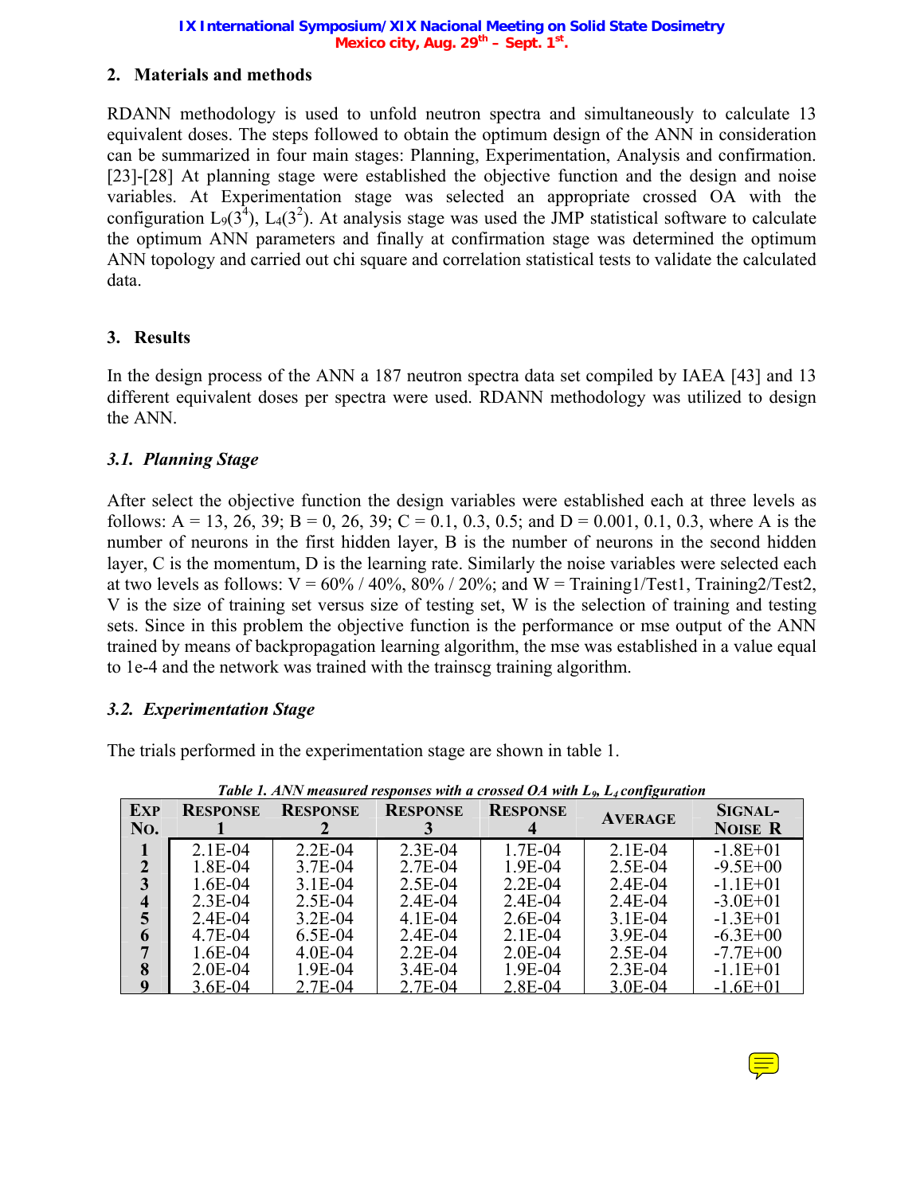## 2. Materials and methods

RDANN methodology is used to unfold neutron spectra and simultaneously to calculate 13 equivalent doses. The steps followed to obtain the optimum design of the ANN in consideration can be summarized in four main stages: Planning, Experimentation, Analysis and confirmation. [23]-[28] At planning stage were established the objective function and the design and noise variables. At Experimentation stage was selected an appropriate crossed OA with the configuration $L_9(3^4)$, $L_4(3^2)$. At analysis stage was used the JMP statistical software to calculate the optimum ANN parameters and finally at confirmation stage was determined the optimum ANN topology and carried out chi square and correlation statistical tests to validate the calculated data.

## 3. Results

In the design process of the ANN a 187 neutron spectra data set compiled by IAEA [43] and 13 different equivalent doses per spectra were used. RDANN methodology was utilized to design the ANN.

### 3.1. Planning Stage

After select the objective function the design variables were established each at three levels as follows: A = 13, 26, 39; B = 0, 26, 39; C = 0.1, 0.3, 0.5; and D = 0.001, 0.1, 0.3, where A is the number of neurons in the first hidden layer, B is the number of neurons in the second hidden layer, C is the momentum, D is the learning rate. Similarly the noise variables were selected each at two levels as follows: V = 60% / 40%, 80% / 20%; and W = Training1/Test1, Training2/Test2, V is the size of training set versus size of testing set, W is the selection of training and testing sets. Since in this problem the objective function is the performance or mse output of the ANN trained by means of backpropagation learning algorithm, the mse was established in a value equal to 1e-4 and the network was trained with the trainscg training algorithm.

### 3.2. Experimentation Stage

The trials performed in the experimentation stage are shown in table 1.

*Table 1. ANN measured responses with a crossed OA with $L_9$, $L_4$ configuration*

| Exp No. | Response 1 | Response 2 | Response 3 | Response 4 | Average | Signal-Noise R |
|---|---|---|---|---|---|---|
| 1 | 2.1E-04 | 2.2E-04 | 2.3E-04 | 1.7E-04 | 2.1E-04 | -1.8E+01 |
| 2 | 1.8E-04 | 3.7E-04 | 2.7E-04 | 1.9E-04 | 2.5E-04 | -9.5E+00 |
| 3 | 1.6E-04 | 3.1E-04 | 2.5E-04 | 2.2E-04 | 2.4E-04 | -1.1E+01 |
| 4 | 2.3E-04 | 2.5E-04 | 2.4E-04 | 2.4E-04 | 2.4E-04 | -3.0E+01 |
| 5 | 2.4E-04 | 3.2E-04 | 4.1E-04 | 2.6E-04 | 3.1E-04 | -1.3E+01 |
| 6 | 4.7E-04 | 6.5E-04 | 2.4E-04 | 2.1E-04 | 3.9E-04 | -6.3E+00 |
| 7 | 1.6E-04 | 4.0E-04 | 2.2E-04 | 2.0E-04 | 2.5E-04 | -7.7E+00 |
| 8 | 2.0E-04 | 1.9E-04 | 3.4E-04 | 1.9E-04 | 2.3E-04 | -1.1E+01 |
| 9 | 3.6E-04 | 2.7E-04 | 2.7E-04 | 2.8E-04 | 3.0E-04 | -1.6E+01 |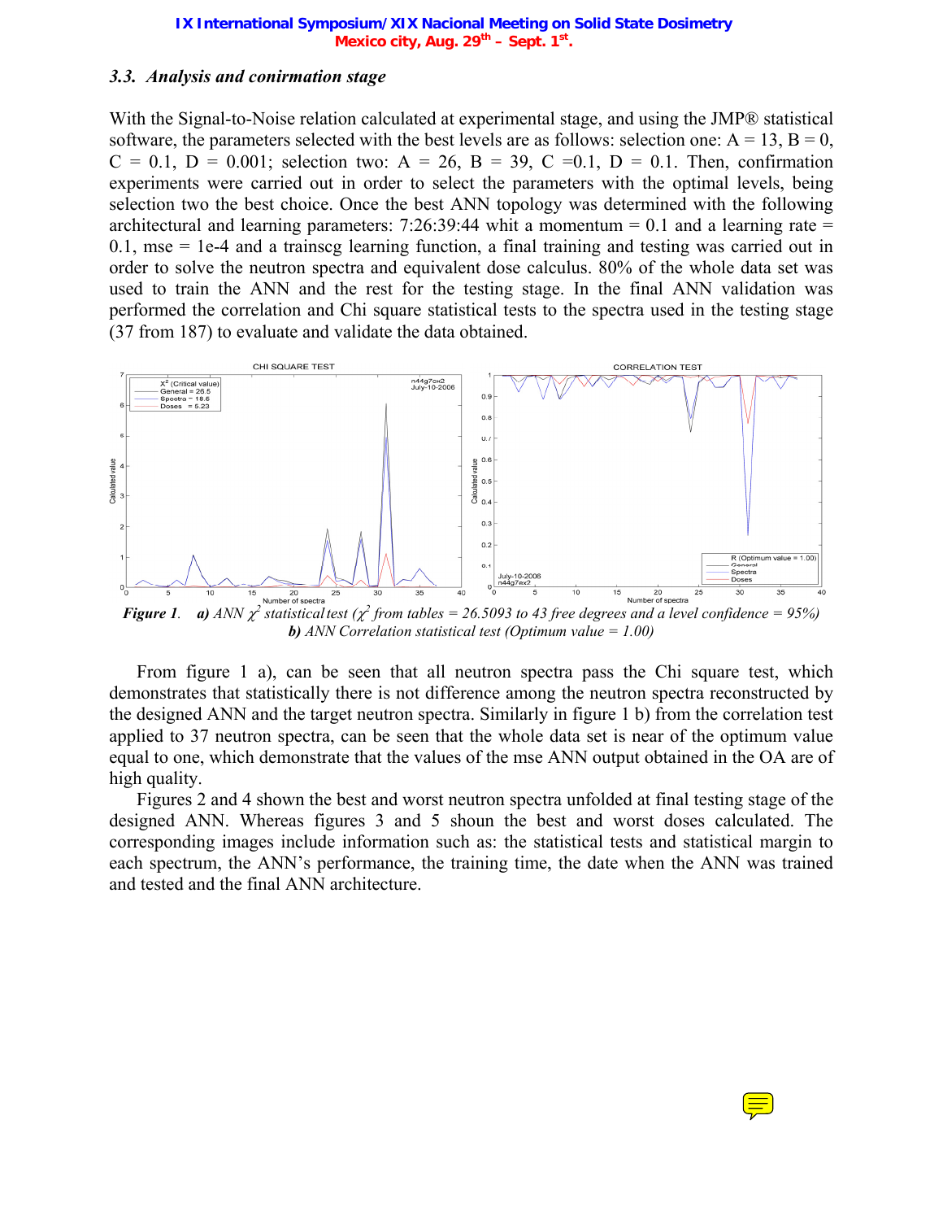### 3.3. Analysis and conirmation stage

With the Signal-to-Noise relation calculated at experimental stage, and using the JMP® statistical software, the parameters selected with the best levels are as follows: selection one: A = 13, B = 0, C = 0.1, D = 0.001; selection two: A = 26, B = 39, C =0.1, D = 0.1. Then, confirmation experiments were carried out in order to select the parameters with the optimal levels, being selection two the best choice. Once the best ANN topology was determined with the following architectural and learning parameters: 7:26:39:44 whit a momentum = 0.1 and a learning rate = 0.1, mse = 1e-4 and a trainscg learning function, a final training and testing was carried out in order to solve the neutron spectra and equivalent dose calculus. 80% of the whole data set was used to train the ANN and the rest for the testing stage. In the final ANN validation was performed the correlation and Chi square statistical tests to the spectra used in the testing stage (37 from 187) to evaluate and validate the data obtained.

***Figure 1**. **a)** ANN $\chi^2$ statistical test ($\chi^2$ from tables = 26.5093 to 43 free degrees and a level confidence = 95%)*
***b)** ANN Correlation statistical test (Optimum value = 1.00)*

From figure 1 a), can be seen that all neutron spectra pass the Chi square test, which demonstrates that statistically there is not difference among the neutron spectra reconstructed by the designed ANN and the target neutron spectra. Similarly in figure 1 b) from the correlation test applied to 37 neutron spectra, can be seen that the whole data set is near of the optimum value equal to one, which demonstrate that the values of the mse ANN output obtained in the OA are of high quality.

Figures 2 and 4 shown the best and worst neutron spectra unfolded at final testing stage of the designed ANN. Whereas figures 3 and 5 shoun the best and worst doses calculated. The corresponding images include information such as: the statistical tests and statistical margin to each spectrum, the ANN's performance, the training time, the date when the ANN was trained and tested and the final ANN architecture.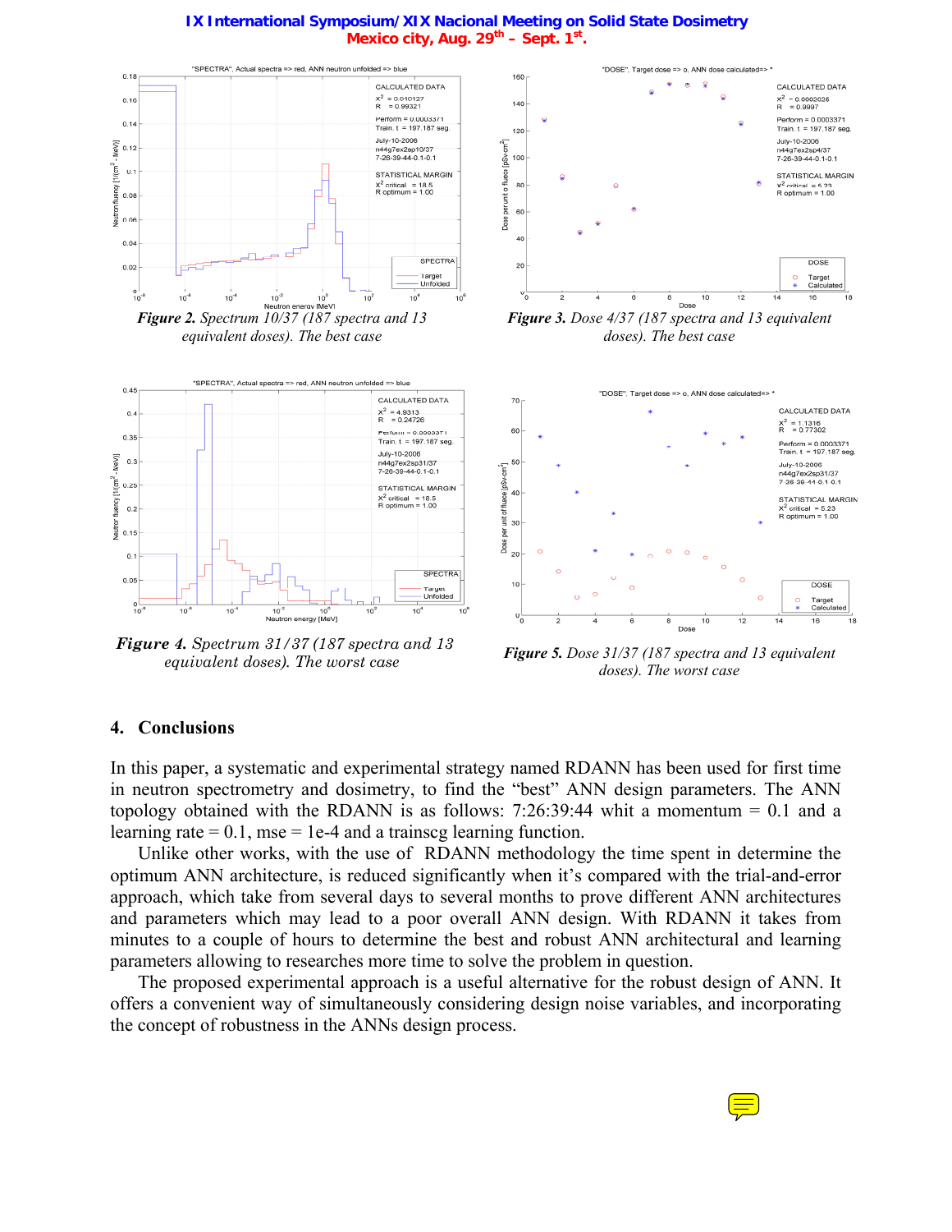*Figure 2. Spectrum 10/37 (187 spectra and 13 equivalent doses). The best case*

*Figure 3. Dose 4/37 (187 spectra and 13 equivalent doses). The best case*

*Figure 4. Spectrum 31/37 (187 spectra and 13 equivalent doses). The worst case*

*Figure 5. Dose 31/37 (187 spectra and 13 equivalent doses). The worst case*

## 4. Conclusions

In this paper, a systematic and experimental strategy named RDANN has been used for first time in neutron spectrometry and dosimetry, to find the "best" ANN design parameters. The ANN topology obtained with the RDANN is as follows: 7:26:39:44 whit a momentum = 0.1 and a learning rate = 0.1, mse = 1e-4 and a trainscg learning function.

Unlike other works, with the use of RDANN methodology the time spent in determine the optimum ANN architecture, is reduced significantly when it's compared with the trial-and-error approach, which take from several days to several months to prove different ANN architectures and parameters which may lead to a poor overall ANN design. With RDANN it takes from minutes to a couple of hours to determine the best and robust ANN architectural and learning parameters allowing to researches more time to solve the problem in question.

The proposed experimental approach is a useful alternative for the robust design of ANN. It offers a convenient way of simultaneously considering design noise variables, and incorporating the concept of robustness in the ANNs design process.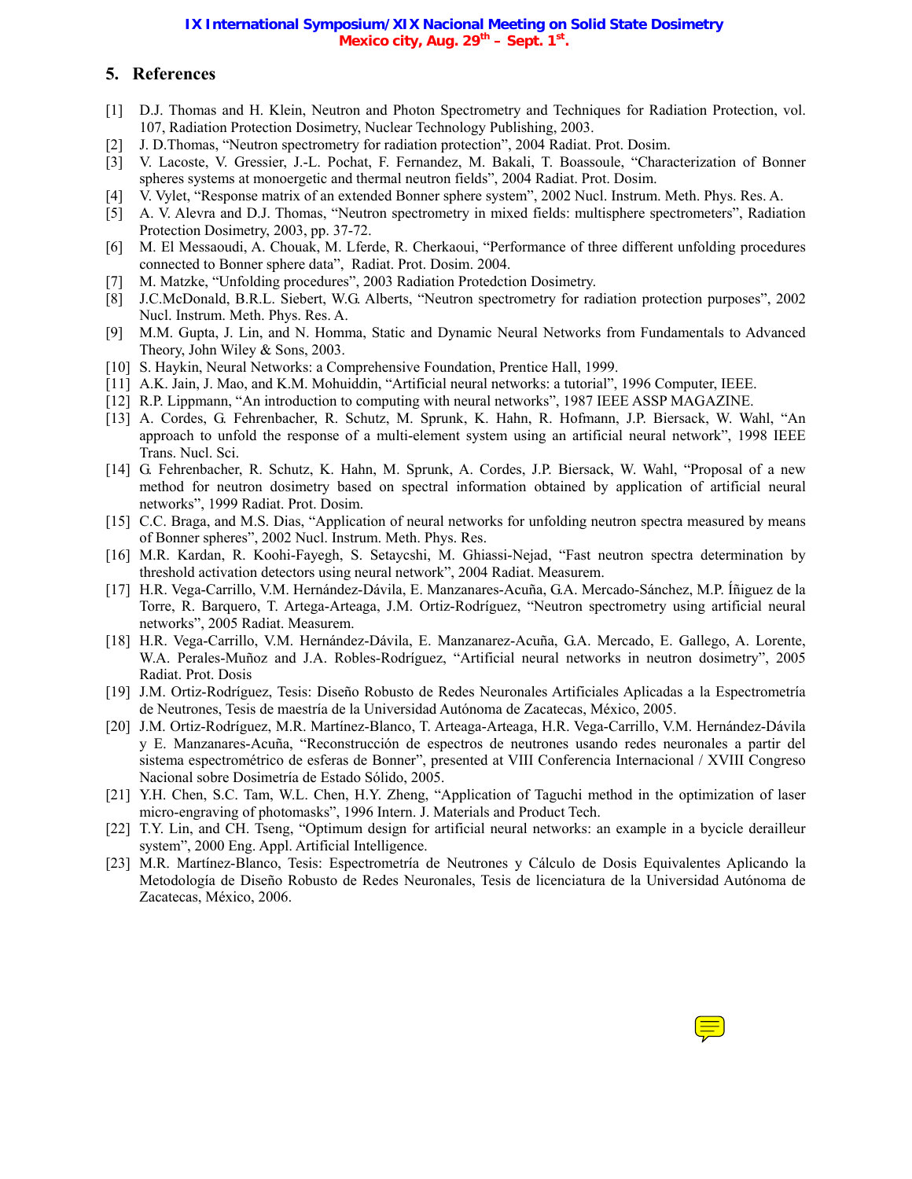## 5. References

[1] D.J. Thomas and H. Klein, Neutron and Photon Spectrometry and Techniques for Radiation Protection, vol. 107, Radiation Protection Dosimetry, Nuclear Technology Publishing, 2003.

[2] J. D.Thomas, "Neutron spectrometry for radiation protection", 2004 Radiat. Prot. Dosim.

[3] V. Lacoste, V. Gressier, J.-L. Pochat, F. Fernandez, M. Bakali, T. Boassoule, "Characterization of Bonner spheres systems at monoergetic and thermal neutron fields", 2004 Radiat. Prot. Dosim.

[4] V. Vylet, "Response matrix of an extended Bonner sphere system", 2002 Nucl. Instrum. Meth. Phys. Res. A.

[5] A. V. Alevra and D.J. Thomas, "Neutron spectrometry in mixed fields: multisphere spectrometers", Radiation Protection Dosimetry, 2003, pp. 37-72.

[6] M. El Messaoudi, A. Chouak, M. Lferde, R. Cherkaoui, "Performance of three different unfolding procedures connected to Bonner sphere data", Radiat. Prot. Dosim. 2004.

[7] M. Matzke, "Unfolding procedures", 2003 Radiation Protedction Dosimetry.

[8] J.C.McDonald, B.R.L. Siebert, W.G. Alberts, "Neutron spectrometry for radiation protection purposes", 2002 Nucl. Instrum. Meth. Phys. Res. A.

[9] M.M. Gupta, J. Lin, and N. Homma, Static and Dynamic Neural Networks from Fundamentals to Advanced Theory, John Wiley & Sons, 2003.

[10] S. Haykin, Neural Networks: a Comprehensive Foundation, Prentice Hall, 1999.

[11] A.K. Jain, J. Mao, and K.M. Mohuiddin, "Artificial neural networks: a tutorial", 1996 Computer, IEEE.

[12] R.P. Lippmann, "An introduction to computing with neural networks", 1987 IEEE ASSP MAGAZINE.

[13] A. Cordes, G. Fehrenbacher, R. Schutz, M. Sprunk, K. Hahn, R. Hofmann, J.P. Biersack, W. Wahl, "An approach to unfold the response of a multi-element system using an artificial neural network", 1998 IEEE Trans. Nucl. Sci.

[14] G. Fehrenbacher, R. Schutz, K. Hahn, M. Sprunk, A. Cordes, J.P. Biersack, W. Wahl, "Proposal of a new method for neutron dosimetry based on spectral information obtained by application of artificial neural networks", 1999 Radiat. Prot. Dosim.

[15] C.C. Braga, and M.S. Dias, "Application of neural networks for unfolding neutron spectra measured by means of Bonner spheres", 2002 Nucl. Instrum. Meth. Phys. Res.

[16] M.R. Kardan, R. Koohi-Fayegh, S. Setaycshi, M. Ghiassi-Nejad, "Fast neutron spectra determination by threshold activation detectors using neural network", 2004 Radiat. Measurem.

[17] H.R. Vega-Carrillo, V.M. Hernández-Dávila, E. Manzanares-Acuña, G.A. Mercado-Sánchez, M.P. Íñiguez de la Torre, R. Barquero, T. Artega-Arteaga, J.M. Ortiz-Rodríguez, "Neutron spectrometry using artificial neural networks", 2005 Radiat. Measurem.

[18] H.R. Vega-Carrillo, V.M. Hernández-Dávila, E. Manzanarez-Acuña, G.A. Mercado, E. Gallego, A. Lorente, W.A. Perales-Muñoz and J.A. Robles-Rodríguez, "Artificial neural networks in neutron dosimetry", 2005 Radiat. Prot. Dosis

[19] J.M. Ortiz-Rodríguez, Tesis: Diseño Robusto de Redes Neuronales Artificiales Aplicadas a la Espectrometría de Neutrones, Tesis de maestría de la Universidad Autónoma de Zacatecas, México, 2005.

[20] J.M. Ortiz-Rodríguez, M.R. Martínez-Blanco, T. Arteaga-Arteaga, H.R. Vega-Carrillo, V.M. Hernández-Dávila y E. Manzanares-Acuña, "Reconstrucción de espectros de neutrones usando redes neuronales a partir del sistema espectrométrico de esferas de Bonner", presented at VIII Conferencia Internacional / XVIII Congreso Nacional sobre Dosimetría de Estado Sólido, 2005.

[21] Y.H. Chen, S.C. Tam, W.L. Chen, H.Y. Zheng, "Application of Taguchi method in the optimization of laser micro-engraving of photomasks", 1996 Intern. J. Materials and Product Tech.

[22] T.Y. Lin, and CH. Tseng, "Optimum design for artificial neural networks: an example in a bycicle derailleur system", 2000 Eng. Appl. Artificial Intelligence.

[23] M.R. Martínez-Blanco, Tesis: Espectrometría de Neutrones y Cálculo de Dosis Equivalentes Aplicando la Metodología de Diseño Robusto de Redes Neuronales, Tesis de licenciatura de la Universidad Autónoma de Zacatecas, México, 2006.